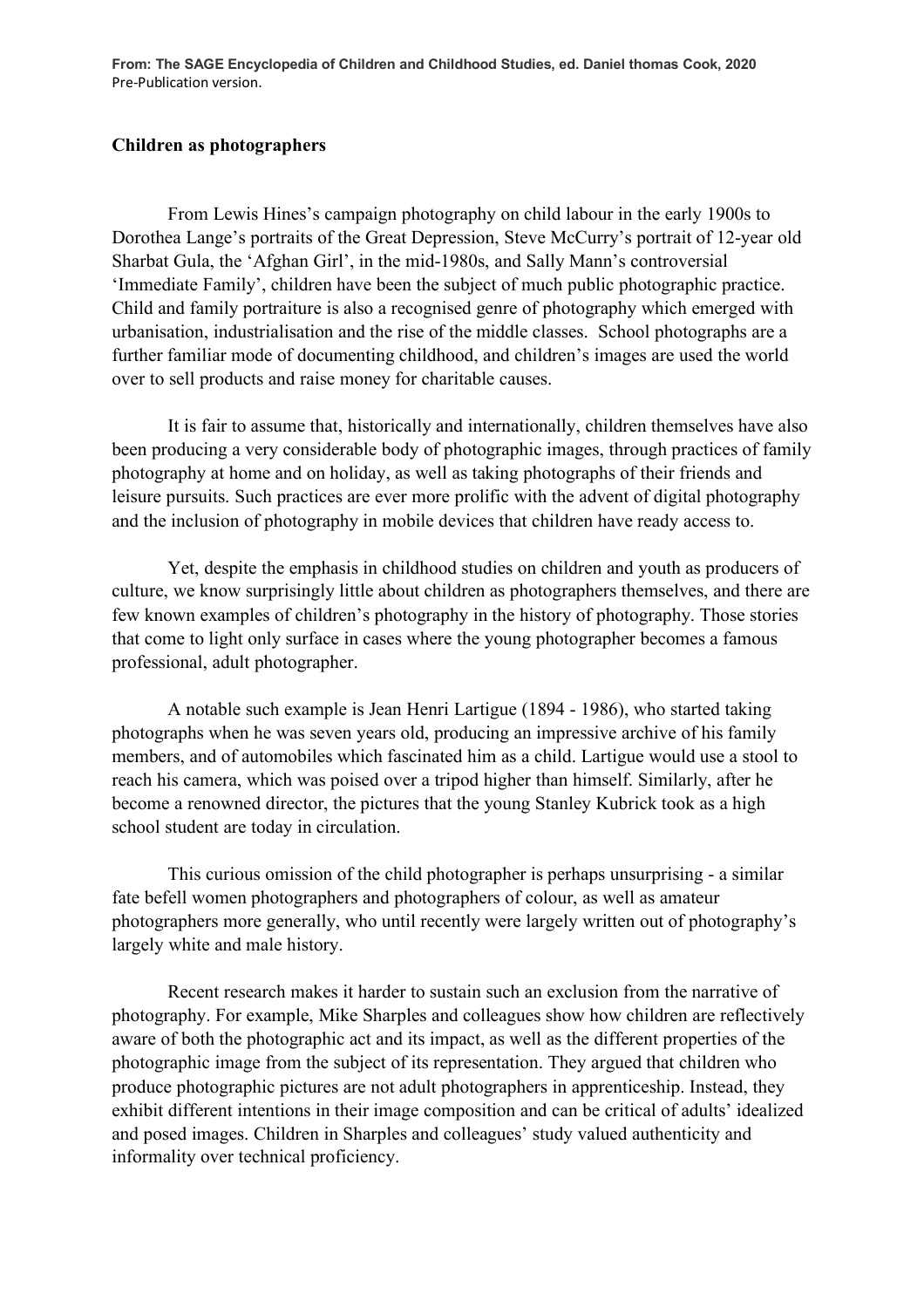From: The SAGE Encyclopedia of Children and Childhood Studies, ed. Daniel thomas Cook, 2020
Pre-Publication version.

**Children as photographers**

From Lewis Hines's campaign photography on child labour in the early 1900s to Dorothea Lange's portraits of the Great Depression, Steve McCurry's portrait of 12-year old Sharbat Gula, the 'Afghan Girl', in the mid-1980s, and Sally Mann's controversial 'Immediate Family', children have been the subject of much public photographic practice. Child and family portraiture is also a recognised genre of photography which emerged with urbanisation, industrialisation and the rise of the middle classes. School photographs are a further familiar mode of documenting childhood, and children's images are used the world over to sell products and raise money for charitable causes.

It is fair to assume that, historically and internationally, children themselves have also been producing a very considerable body of photographic images, through practices of family photography at home and on holiday, as well as taking photographs of their friends and leisure pursuits. Such practices are ever more prolific with the advent of digital photography and the inclusion of photography in mobile devices that children have ready access to.

Yet, despite the emphasis in childhood studies on children and youth as producers of culture, we know surprisingly little about children as photographers themselves, and there are few known examples of children's photography in the history of photography. Those stories that come to light only surface in cases where the young photographer becomes a famous professional, adult photographer.

A notable such example is Jean Henri Lartigue (1894 - 1986), who started taking photographs when he was seven years old, producing an impressive archive of his family members, and of automobiles which fascinated him as a child. Lartigue would use a stool to reach his camera, which was poised over a tripod higher than himself. Similarly, after he become a renowned director, the pictures that the young Stanley Kubrick took as a high school student are today in circulation.

This curious omission of the child photographer is perhaps unsurprising - a similar fate befell women photographers and photographers of colour, as well as amateur photographers more generally, who until recently were largely written out of photography's largely white and male history.

Recent research makes it harder to sustain such an exclusion from the narrative of photography. For example, Mike Sharples and colleagues show how children are reflectively aware of both the photographic act and its impact, as well as the different properties of the photographic image from the subject of its representation. They argued that children who produce photographic pictures are not adult photographers in apprenticeship. Instead, they exhibit different intentions in their image composition and can be critical of adults' idealized and posed images. Children in Sharples and colleagues' study valued authenticity and informality over technical proficiency.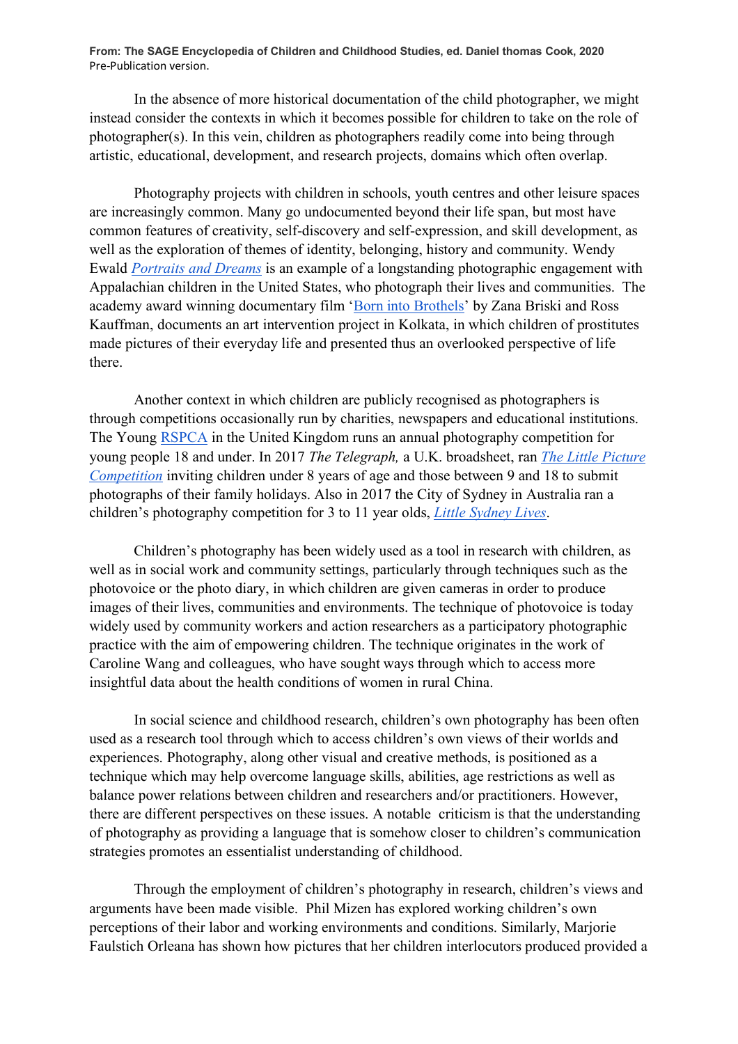In the absence of more historical documentation of the child photographer, we might instead consider the contexts in which it becomes possible for children to take on the role of photographer(s). In this vein, children as photographers readily come into being through artistic, educational, development, and research projects, domains which often overlap.

Photography projects with children in schools, youth centres and other leisure spaces are increasingly common. Many go undocumented beyond their life span, but most have common features of creativity, self-discovery and self-expression, and skill development, as well as the exploration of themes of identity, belonging, history and community. Wendy Ewald *Portraits and Dreams* is an example of a longstanding photographic engagement with Appalachian children in the United States, who photograph their lives and communities. The academy award winning documentary film 'Born into Brothels' by Zana Briski and Ross Kauffman, documents an art intervention project in Kolkata, in which children of prostitutes made pictures of their everyday life and presented thus an overlooked perspective of life there.

Another context in which children are publicly recognised as photographers is through competitions occasionally run by charities, newspapers and educational institutions. The Young RSPCA in the United Kingdom runs an annual photography competition for young people 18 and under. In 2017 *The Telegraph,* a U.K. broadsheet, ran *The Little Picture Competition* inviting children under 8 years of age and those between 9 and 18 to submit photographs of their family holidays. Also in 2017 the City of Sydney in Australia ran a children's photography competition for 3 to 11 year olds, *Little Sydney Lives*.

Children's photography has been widely used as a tool in research with children, as well as in social work and community settings, particularly through techniques such as the photovoice or the photo diary, in which children are given cameras in order to produce images of their lives, communities and environments. The technique of photovoice is today widely used by community workers and action researchers as a participatory photographic practice with the aim of empowering children. The technique originates in the work of Caroline Wang and colleagues, who have sought ways through which to access more insightful data about the health conditions of women in rural China.

In social science and childhood research, children's own photography has been often used as a research tool through which to access children's own views of their worlds and experiences. Photography, along other visual and creative methods, is positioned as a technique which may help overcome language skills, abilities, age restrictions as well as balance power relations between children and researchers and/or practitioners. However, there are different perspectives on these issues. A notable criticism is that the understanding of photography as providing a language that is somehow closer to children's communication strategies promotes an essentialist understanding of childhood.

Through the employment of children's photography in research, children's views and arguments have been made visible. Phil Mizen has explored working children's own perceptions of their labor and working environments and conditions. Similarly, Marjorie Faulstich Orleana has shown how pictures that her children interlocutors produced provided a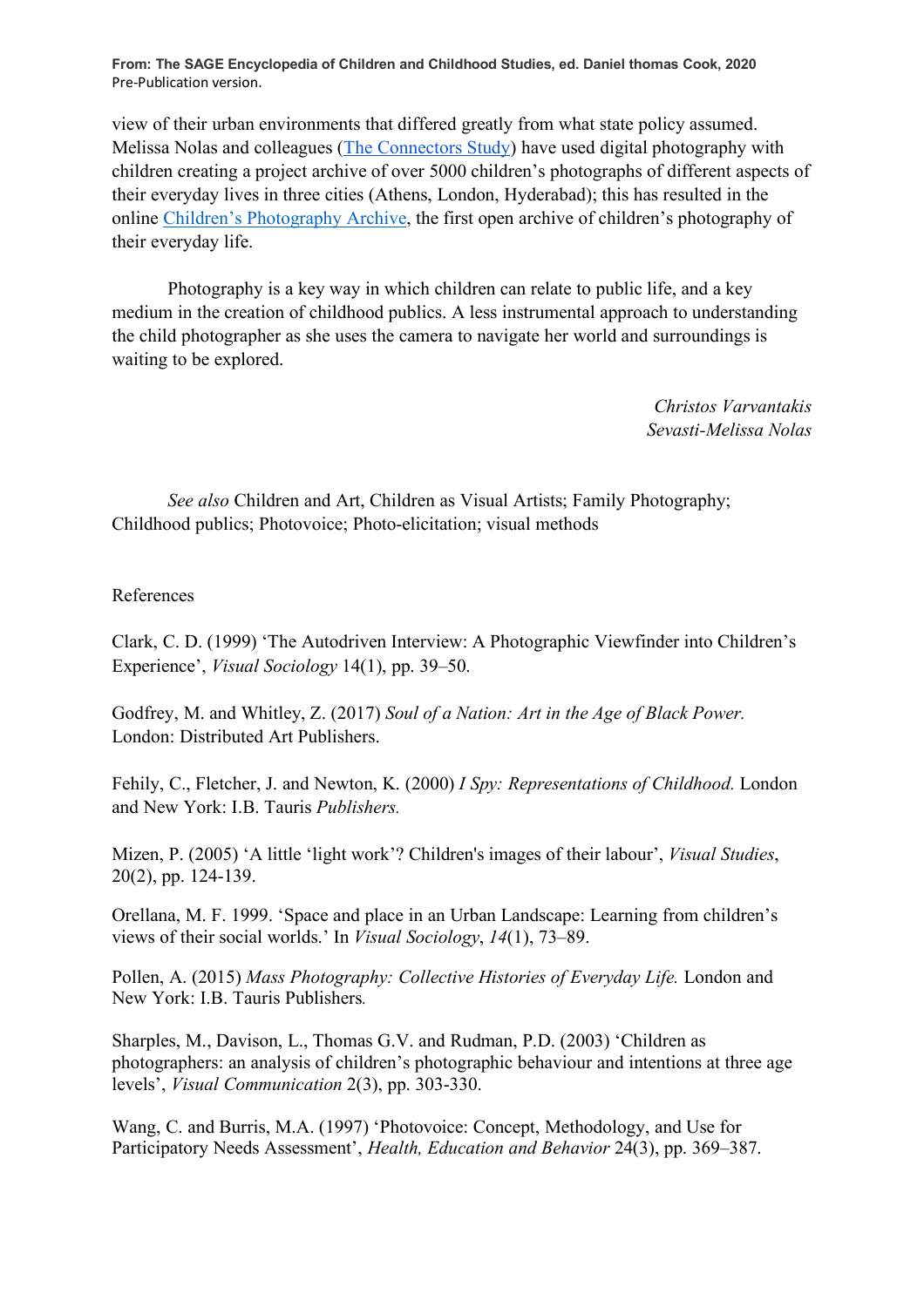view of their urban environments that differed greatly from what state policy assumed. Melissa Nolas and colleagues (The Connectors Study) have used digital photography with children creating a project archive of over 5000 children's photographs of different aspects of their everyday lives in three cities (Athens, London, Hyderabad); this has resulted in the online Children's Photography Archive, the first open archive of children's photography of their everyday life.

Photography is a key way in which children can relate to public life, and a key medium in the creation of childhood publics. A less instrumental approach to understanding the child photographer as she uses the camera to navigate her world and surroundings is waiting to be explored.

*Christos Varvantakis*
*Sevasti-Melissa Nolas*

*See also* Children and Art, Children as Visual Artists; Family Photography; Childhood publics; Photovoice; Photo-elicitation; visual methods

References

Clark, C. D. (1999) 'The Autodriven Interview: A Photographic Viewfinder into Children's Experience', *Visual Sociology* 14(1), pp. 39–50.

Godfrey, M. and Whitley, Z. (2017) *Soul of a Nation: Art in the Age of Black Power.* London: Distributed Art Publishers.

Fehily, C., Fletcher, J. and Newton, K. (2000) *I Spy: Representations of Childhood.* London and New York: I.B. Tauris *Publishers.*

Mizen, P. (2005) 'A little 'light work'? Children's images of their labour', *Visual Studies*, 20(2), pp. 124-139.

Orellana, M. F. 1999. 'Space and place in an Urban Landscape: Learning from children's views of their social worlds.' In *Visual Sociology*, *14*(1), 73–89.

Pollen, A. (2015) *Mass Photography: Collective Histories of Everyday Life.* London and New York: I.B. Tauris Publishers*.*

Sharples, M., Davison, L., Thomas G.V. and Rudman, P.D. (2003) 'Children as photographers: an analysis of children's photographic behaviour and intentions at three age levels', *Visual Communication* 2(3), pp. 303-330.

Wang, C. and Burris, M.A. (1997) 'Photovoice: Concept, Methodology, and Use for Participatory Needs Assessment', *Health, Education and Behavior* 24(3), pp. 369–387.